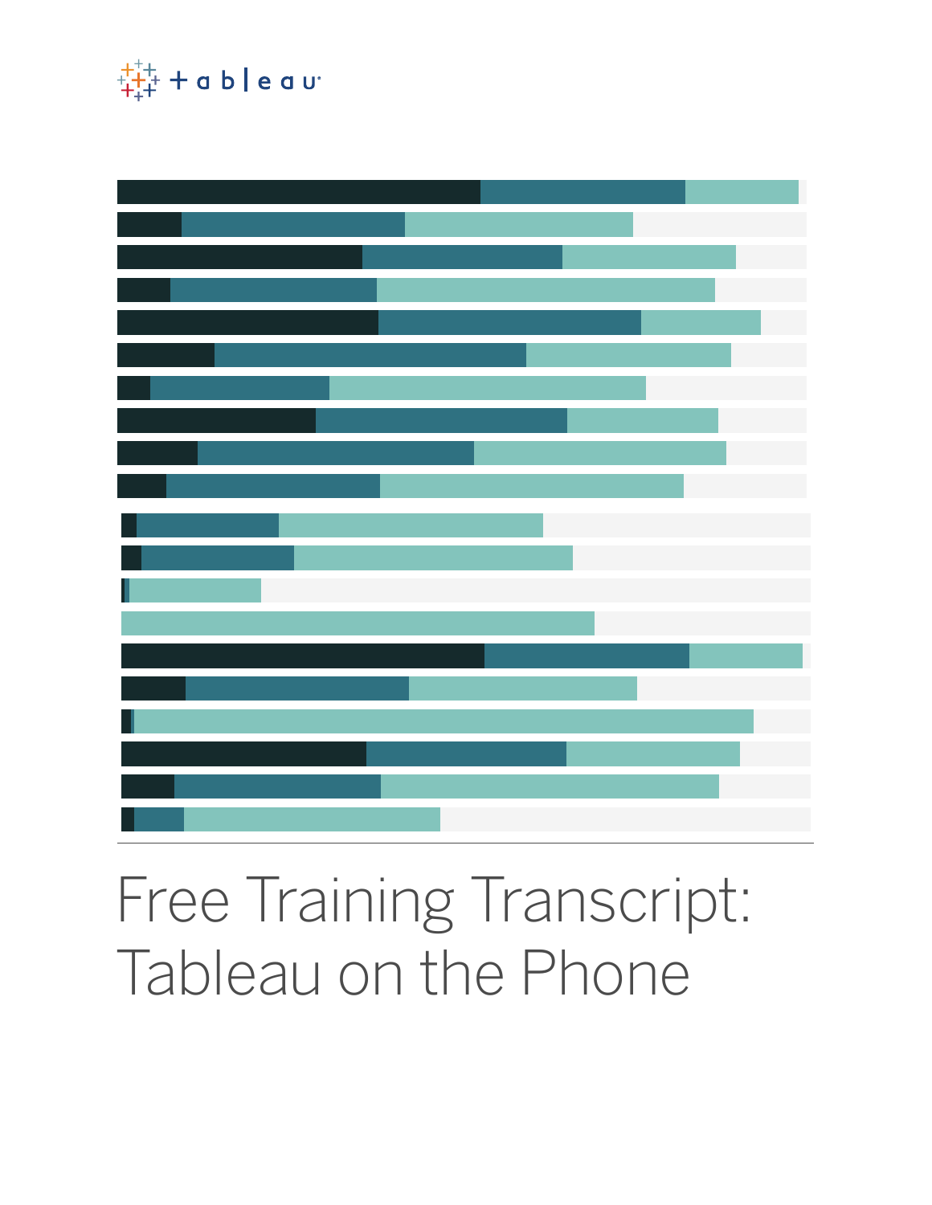# Free Training Transcript: Tableau on the Phone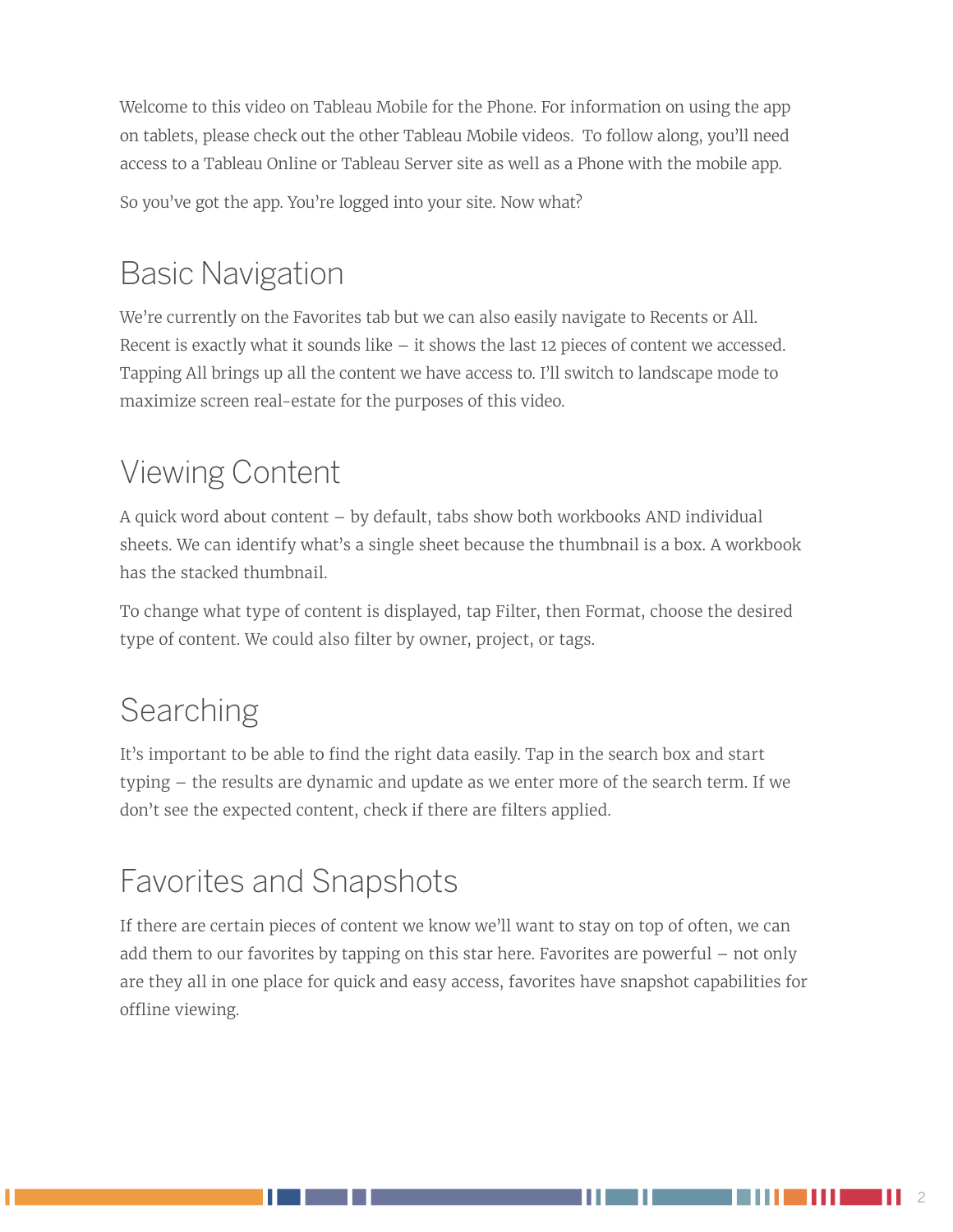Welcome to this video on Tableau Mobile for the Phone. For information on using the app on tablets, please check out the other Tableau Mobile videos. To follow along, you'll need access to a Tableau Online or Tableau Server site as well as a Phone with the mobile app.

So you've got the app. You're logged into your site. Now what?

## Basic Navigation

We're currently on the Favorites tab but we can also easily navigate to Recents or All. Recent is exactly what it sounds like – it shows the last 12 pieces of content we accessed. Tapping All brings up all the content we have access to. I'll switch to landscape mode to maximize screen real-estate for the purposes of this video.

## Viewing Content

A quick word about content – by default, tabs show both workbooks AND individual sheets. We can identify what's a single sheet because the thumbnail is a box. A workbook has the stacked thumbnail.

To change what type of content is displayed, tap Filter, then Format, choose the desired type of content. We could also filter by owner, project, or tags.

## Searching

It's important to be able to find the right data easily. Tap in the search box and start typing – the results are dynamic and update as we enter more of the search term. If we don't see the expected content, check if there are filters applied.

## Favorites and Snapshots

If there are certain pieces of content we know we'll want to stay on top of often, we can add them to our favorites by tapping on this star here. Favorites are powerful – not only are they all in one place for quick and easy access, favorites have snapshot capabilities for offline viewing.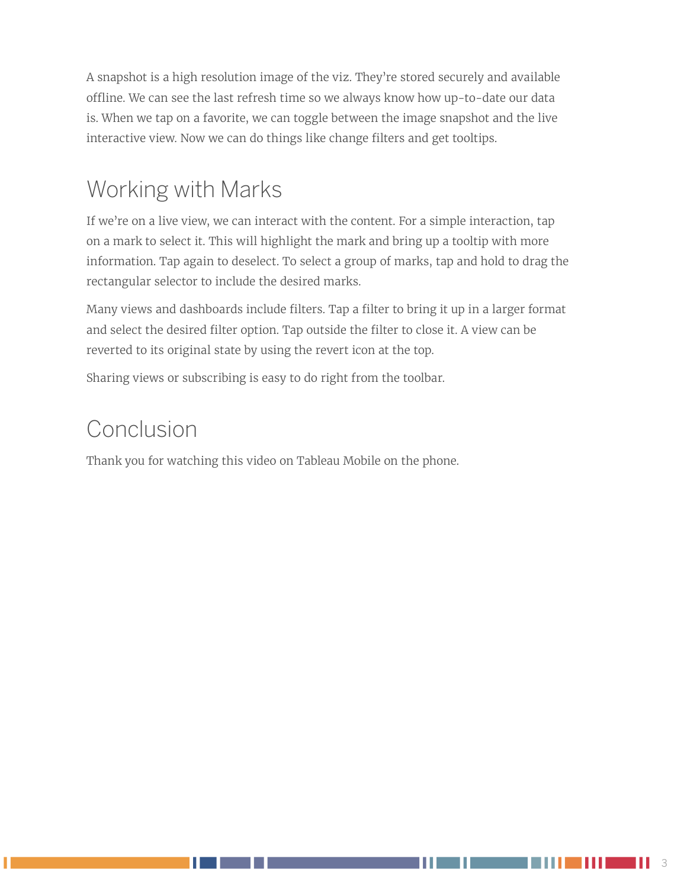A snapshot is a high resolution image of the viz. They're stored securely and available offline. We can see the last refresh time so we always know how up-to-date our data is. When we tap on a favorite, we can toggle between the image snapshot and the live interactive view. Now we can do things like change filters and get tooltips.

## Working with Marks

If we're on a live view, we can interact with the content. For a simple interaction, tap on a mark to select it. This will highlight the mark and bring up a tooltip with more information. Tap again to deselect. To select a group of marks, tap and hold to drag the rectangular selector to include the desired marks.

Many views and dashboards include filters. Tap a filter to bring it up in a larger format and select the desired filter option. Tap outside the filter to close it. A view can be reverted to its original state by using the revert icon at the top.

Sharing views or subscribing is easy to do right from the toolbar.

## Conclusion

Thank you for watching this video on Tableau Mobile on the phone.